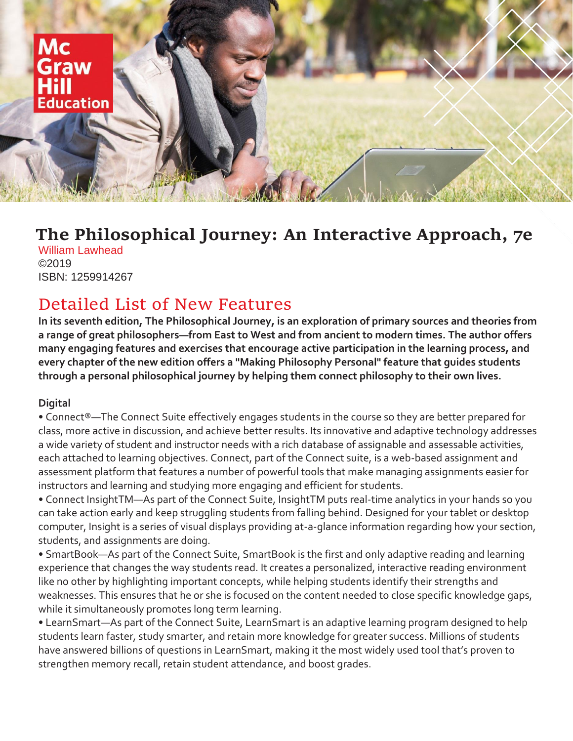# The Philosophical Journey: An Interactive Approach, 7e

William Lawhead
©2019
ISBN: 1259914267

## Detailed List of New Features

**In its seventh edition, The Philosophical Journey, is an exploration of primary sources and theories from a range of great philosophers—from East to West and from ancient to modern times. The author offers many engaging features and exercises that encourage active participation in the learning process, and every chapter of the new edition offers a "Making Philosophy Personal" feature that guides students through a personal philosophical journey by helping them connect philosophy to their own lives.**

**Digital**

- Connect®—The Connect Suite effectively engages students in the course so they are better prepared for class, more active in discussion, and achieve better results. Its innovative and adaptive technology addresses a wide variety of student and instructor needs with a rich database of assignable and assessable activities, each attached to learning objectives. Connect, part of the Connect suite, is a web-based assignment and assessment platform that features a number of powerful tools that make managing assignments easier for instructors and learning and studying more engaging and efficient for students.
- Connect InsightTM—As part of the Connect Suite, InsightTM puts real-time analytics in your hands so you can take action early and keep struggling students from falling behind. Designed for your tablet or desktop computer, Insight is a series of visual displays providing at-a-glance information regarding how your section, students, and assignments are doing.
- SmartBook—As part of the Connect Suite, SmartBook is the first and only adaptive reading and learning experience that changes the way students read. It creates a personalized, interactive reading environment like no other by highlighting important concepts, while helping students identify their strengths and weaknesses. This ensures that he or she is focused on the content needed to close specific knowledge gaps, while it simultaneously promotes long term learning.
- LearnSmart—As part of the Connect Suite, LearnSmart is an adaptive learning program designed to help students learn faster, study smarter, and retain more knowledge for greater success. Millions of students have answered billions of questions in LearnSmart, making it the most widely used tool that's proven to strengthen memory recall, retain student attendance, and boost grades.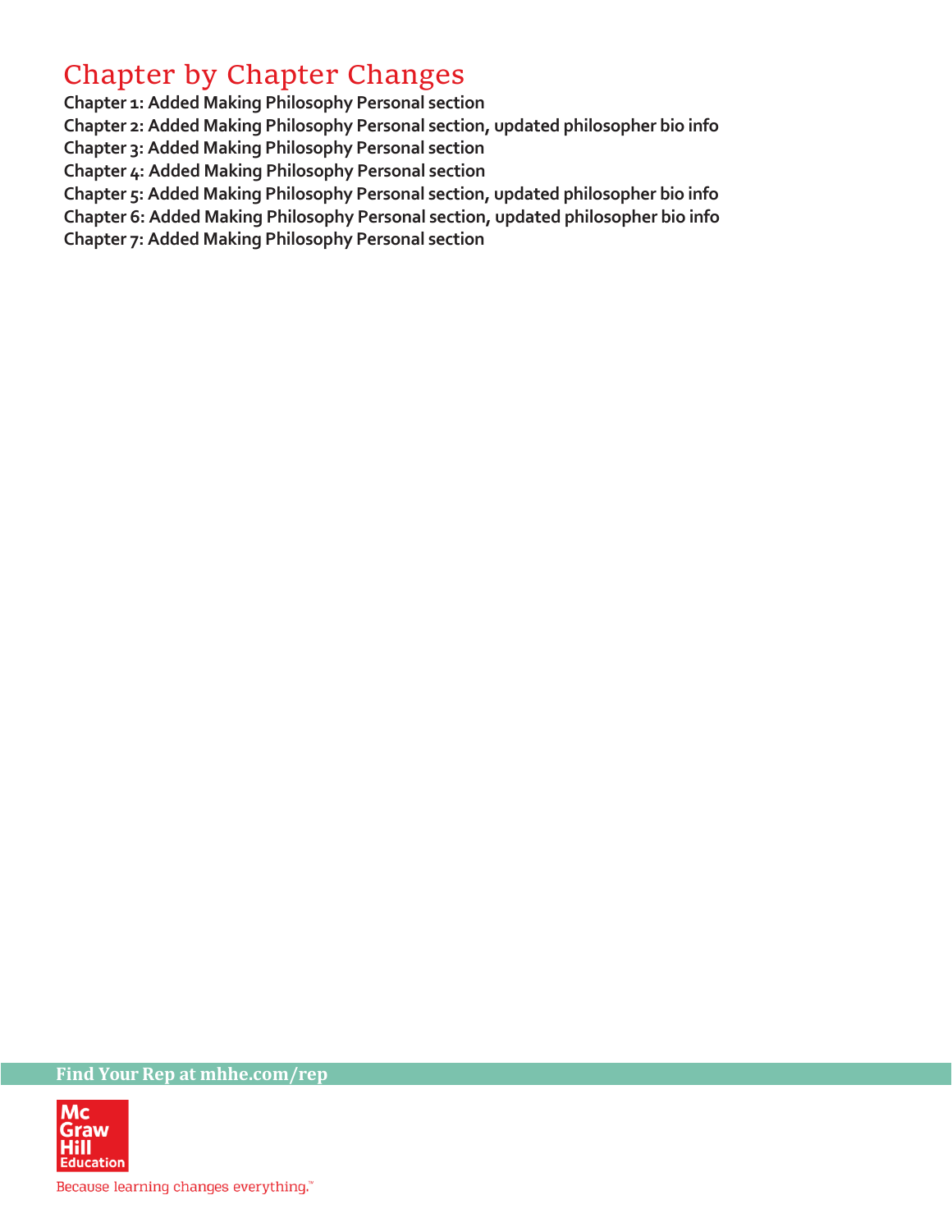## Chapter by Chapter Changes

**Chapter 1: Added Making Philosophy Personal section**
**Chapter 2: Added Making Philosophy Personal section, updated philosopher bio info**
**Chapter 3: Added Making Philosophy Personal section**
**Chapter 4: Added Making Philosophy Personal section**
**Chapter 5: Added Making Philosophy Personal section, updated philosopher bio info**
**Chapter 6: Added Making Philosophy Personal section, updated philosopher bio info**
**Chapter 7: Added Making Philosophy Personal section**

**Find Your Rep at mhhe.com/rep**

Mc Graw Hill Education

Because learning changes everything.™